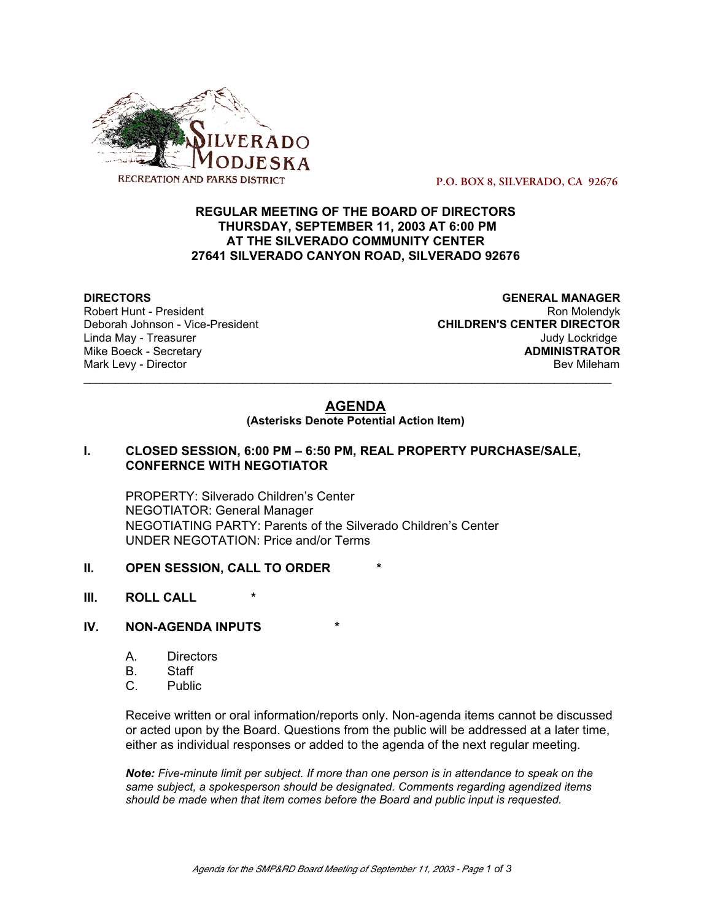SILVERADO MODJESKA

RECREATION AND PARKS DISTRICT

P.O. BOX 8, SILVERADO, CA 92676

**REGULAR MEETING OF THE BOARD OF DIRECTORS**
**THURSDAY, SEPTEMBER 11, 2003 AT 6:00 PM**
**AT THE SILVERADO COMMUNITY CENTER**
**27641 SILVERADO CANYON ROAD, SILVERADO 92676**

**DIRECTORS**
Robert Hunt - President
Deborah Johnson - Vice-President
Linda May - Treasurer
Mike Boeck - Secretary
Mark Levy - Director

**GENERAL MANAGER**
Ron Molendyk
**CHILDREN'S CENTER DIRECTOR**
Judy Lockridge
**ADMINISTRATOR**
Bev Mileham

---

## AGENDA

**(Asterisks Denote Potential Action Item)**

**I. CLOSED SESSION, 6:00 PM – 6:50 PM, REAL PROPERTY PURCHASE/SALE, CONFERNCE WITH NEGOTIATOR**

PROPERTY: Silverado Children's Center
NEGOTIATOR: General Manager
NEGOTIATING PARTY: Parents of the Silverado Children's Center
UNDER NEGOTATION: Price and/or Terms

**II. OPEN SESSION, CALL TO ORDER** *

**III. ROLL CALL** *

**IV. NON-AGENDA INPUTS** *

A. Directors
B. Staff
C. Public

Receive written or oral information/reports only. Non-agenda items cannot be discussed or acted upon by the Board. Questions from the public will be addressed at a later time, either as individual responses or added to the agenda of the next regular meeting.

***Note:*** *Five-minute limit per subject. If more than one person is in attendance to speak on the same subject, a spokesperson should be designated. Comments regarding agendized items should be made when that item comes before the Board and public input is requested.*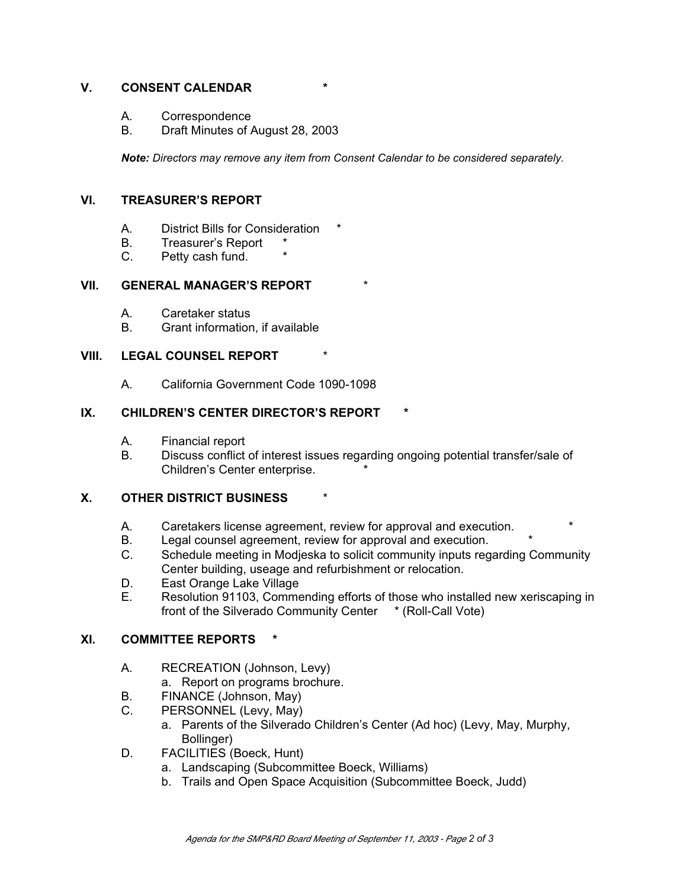## V. CONSENT CALENDAR *

A. Correspondence
B. Draft Minutes of August 28, 2003

***Note:*** *Directors may remove any item from Consent Calendar to be considered separately.*

## VI. TREASURER'S REPORT

A. District Bills for Consideration *
B. Treasurer's Report *
C. Petty cash fund. *

## VII. GENERAL MANAGER'S REPORT *

A. Caretaker status
B. Grant information, if available

## VIII. LEGAL COUNSEL REPORT *

A. California Government Code 1090-1098

## IX. CHILDREN'S CENTER DIRECTOR'S REPORT *

A. Financial report
B. Discuss conflict of interest issues regarding ongoing potential transfer/sale of Children's Center enterprise. *

## X. OTHER DISTRICT BUSINESS *

A. Caretakers license agreement, review for approval and execution. *
B. Legal counsel agreement, review for approval and execution. *
C. Schedule meeting in Modjeska to solicit community inputs regarding Community Center building, useage and refurbishment or relocation.
D. East Orange Lake Village
E. Resolution 91103, Commending efforts of those who installed new xeriscaping in front of the Silverado Community Center * (Roll-Call Vote)

## XI. COMMITTEE REPORTS *

A. RECREATION (Johnson, Levy)
   a. Report on programs brochure.
B. FINANCE (Johnson, May)
C. PERSONNEL (Levy, May)
   a. Parents of the Silverado Children's Center (Ad hoc) (Levy, May, Murphy, Bollinger)
D. FACILITIES (Boeck, Hunt)
   a. Landscaping (Subcommittee Boeck, Williams)
   b. Trails and Open Space Acquisition (Subcommittee Boeck, Judd)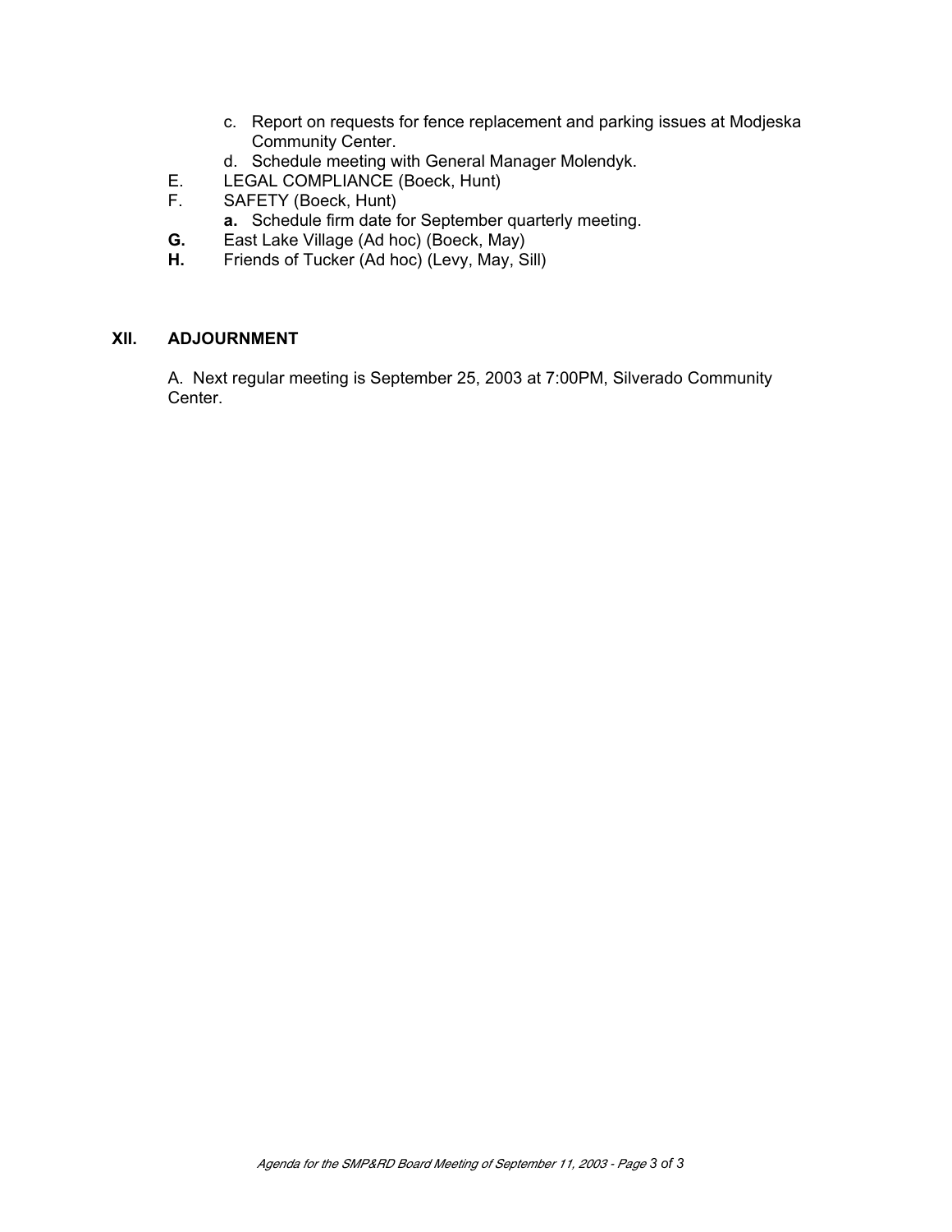c. Report on requests for fence replacement and parking issues at Modjeska Community Center.

d. Schedule meeting with General Manager Molendyk.

E. LEGAL COMPLIANCE (Boeck, Hunt)

F. SAFETY (Boeck, Hunt)

**a.** Schedule firm date for September quarterly meeting.

**G.** East Lake Village (Ad hoc) (Boeck, May)

**H.** Friends of Tucker (Ad hoc) (Levy, May, Sill)

## XII. ADJOURNMENT

A. Next regular meeting is September 25, 2003 at 7:00PM, Silverado Community Center.